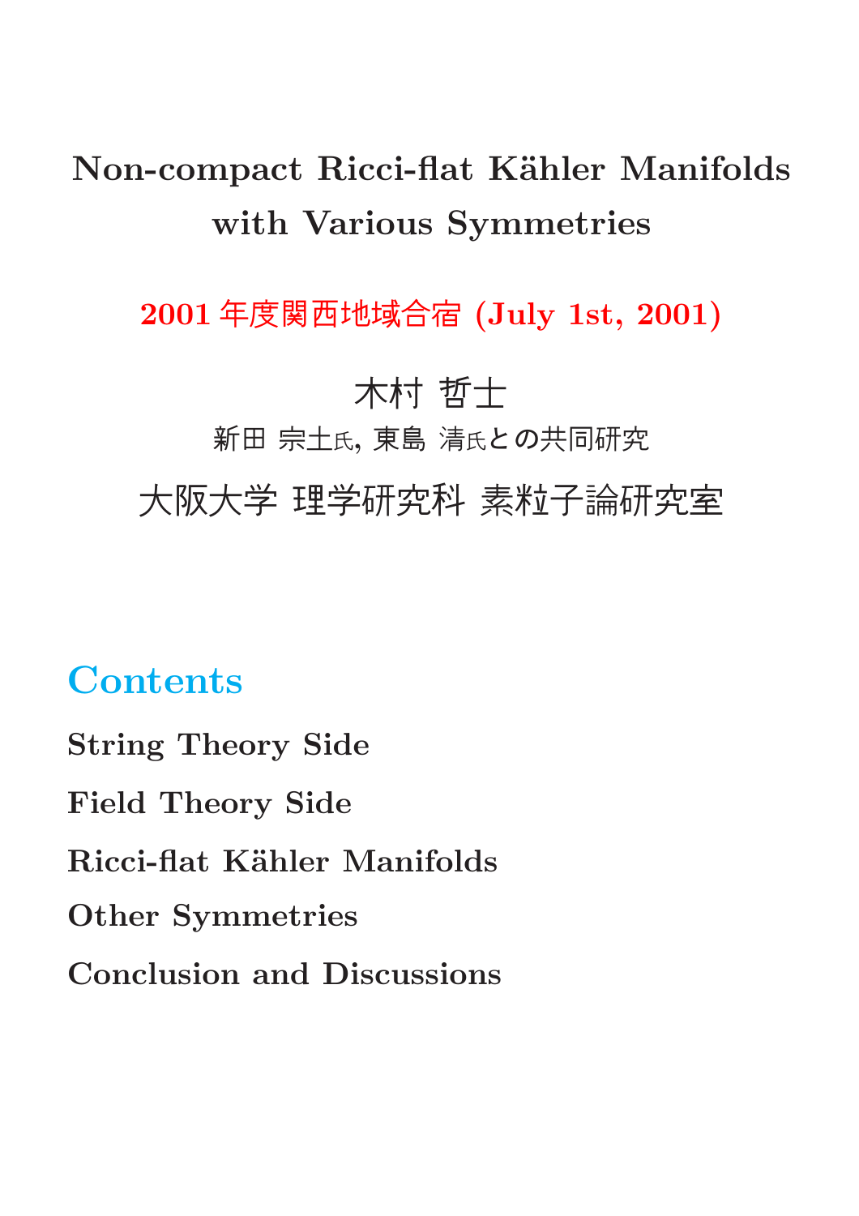# Non-compact Ricci-flat Kähler Manifolds with Various Symmetries

**2001 年度関西地域合宿 (July 1st, 2001)**

木村 哲士

新田 宗土氏, 東島 清氏との共同研究

大阪大学 理学研究科 素粒子論研究室

## Contents

**String Theory Side**

**Field Theory Side**

**Ricci-flat Kähler Manifolds**

**Other Symmetries**

**Conclusion and Discussions**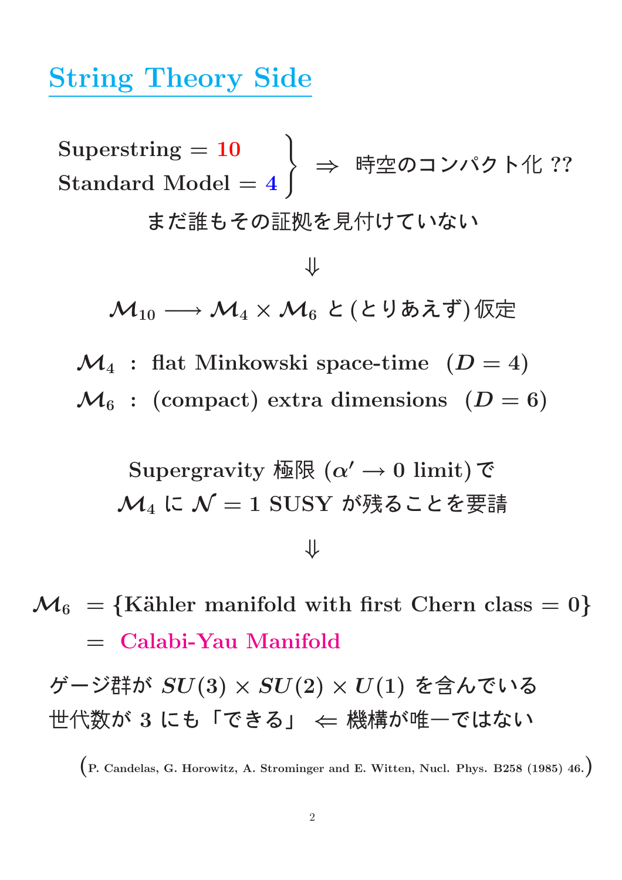# String Theory Side

$$\left.\begin{array}{l}\text{Superstring} = 10 \\ \text{Standard Model} = 4\end{array}\right\} \Rightarrow \text{時空のコンパクト化 ??}$$

まだ誰もその証拠を見付けていない

$$\Downarrow$$

$\mathcal{M}_{10} \longrightarrow \mathcal{M}_4 \times \mathcal{M}_6$ と(とりあえず)仮定

$\mathcal{M}_4$ : flat Minkowski space-time $(D = 4)$

$\mathcal{M}_6$ : (compact) extra dimensions $(D = 6)$

Supergravity 極限 ($\alpha' \to 0$ limit) で

$\mathcal{M}_4$ に $\mathcal{N} = 1$ SUSY が残ることを要請

$$\Downarrow$$

$\mathcal{M}_6 = \{$Kähler manifold with first Chern class $= 0\}$

$\quad = $ Calabi-Yau Manifold

ゲージ群が $SU(3) \times SU(2) \times U(1)$ を含んでいる

世代数が 3 にも「できる」 $\Leftarrow$ 機構が唯一ではない

(P. Candelas, G. Horowitz, A. Strominger and E. Witten, Nucl. Phys. B258 (1985) 46.)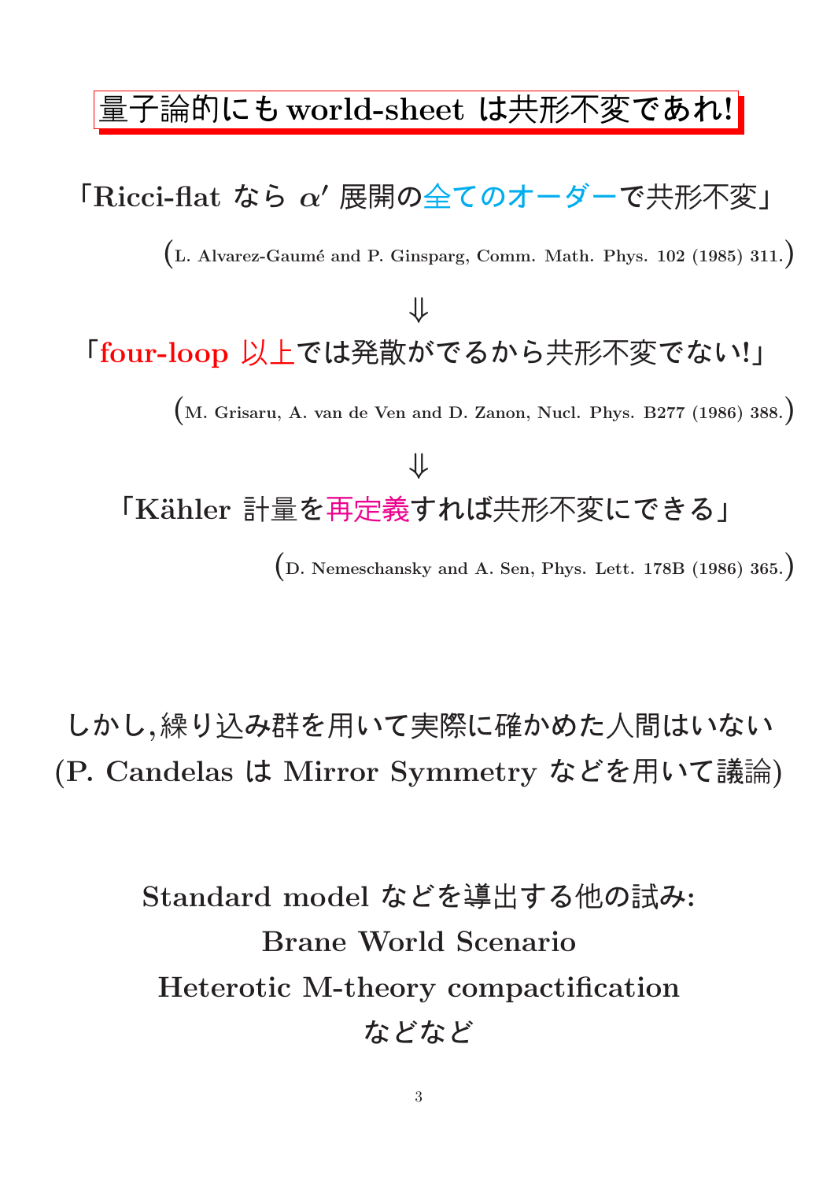## 量子論的にも world-sheet は共形不変であれ!

「Ricci-flat なら $\alpha'$ 展開の全てのオーダーで共形不変」

(L. Alvarez-Gaumé and P. Ginsparg, Comm. Math. Phys. 102 (1985) 311.)

$\Downarrow$

「four-loop 以上では発散がでるから共形不変でない!」

(M. Grisaru, A. van de Ven and D. Zanon, Nucl. Phys. B277 (1986) 388.)

$\Downarrow$

「Kähler 計量を再定義すれば共形不変にできる」

(D. Nemeschansky and A. Sen, Phys. Lett. 178B (1986) 365.)

しかし,繰り込み群を用いて実際に確かめた人間はいない
(P. Candelas は Mirror Symmetry などを用いて議論)

Standard model などを導出する他の試み:
Brane World Scenario
Heterotic M-theory compactification
などなど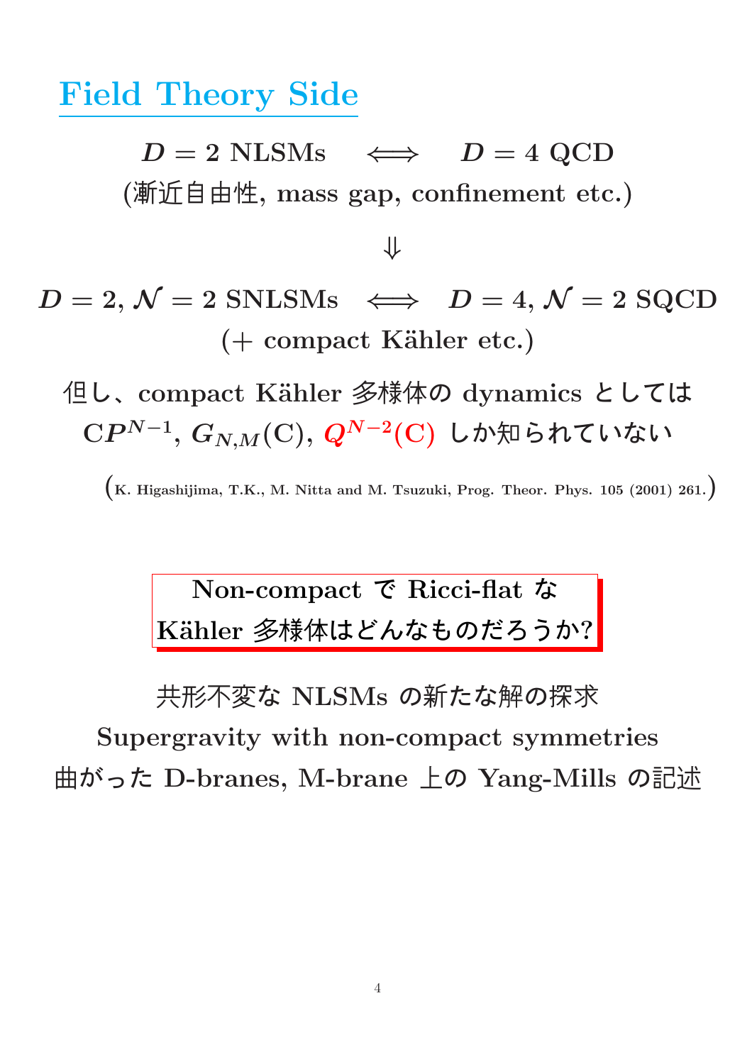# Field Theory Side

$$D = 2 \text{ NLSMs} \quad \Longleftrightarrow \quad D = 4 \text{ QCD}$$

(漸近自由性, mass gap, confinement etc.)

$$\Downarrow$$

$$D = 2, \mathcal{N} = 2 \text{ SNLSMs} \quad \Longleftrightarrow \quad D = 4, \mathcal{N} = 2 \text{ SQCD}$$

(+ compact Kähler etc.)

但し、compact Kähler 多様体の dynamics としては

$CP^{N-1}$, $G_{N,M}(\mathrm{C})$, $Q^{N-2}(\mathrm{C})$ しか知られていない

(K. Higashijima, T.K., M. Nitta and M. Tsuzuki, Prog. Theor. Phys. 105 (2001) 261.)

**Non-compact で Ricci-flat な Kähler 多様体はどんなものだろうか?**

共形不変な NLSMs の新たな解の探求

Supergravity with non-compact symmetries

曲がった D-branes, M-brane 上の Yang-Mills の記述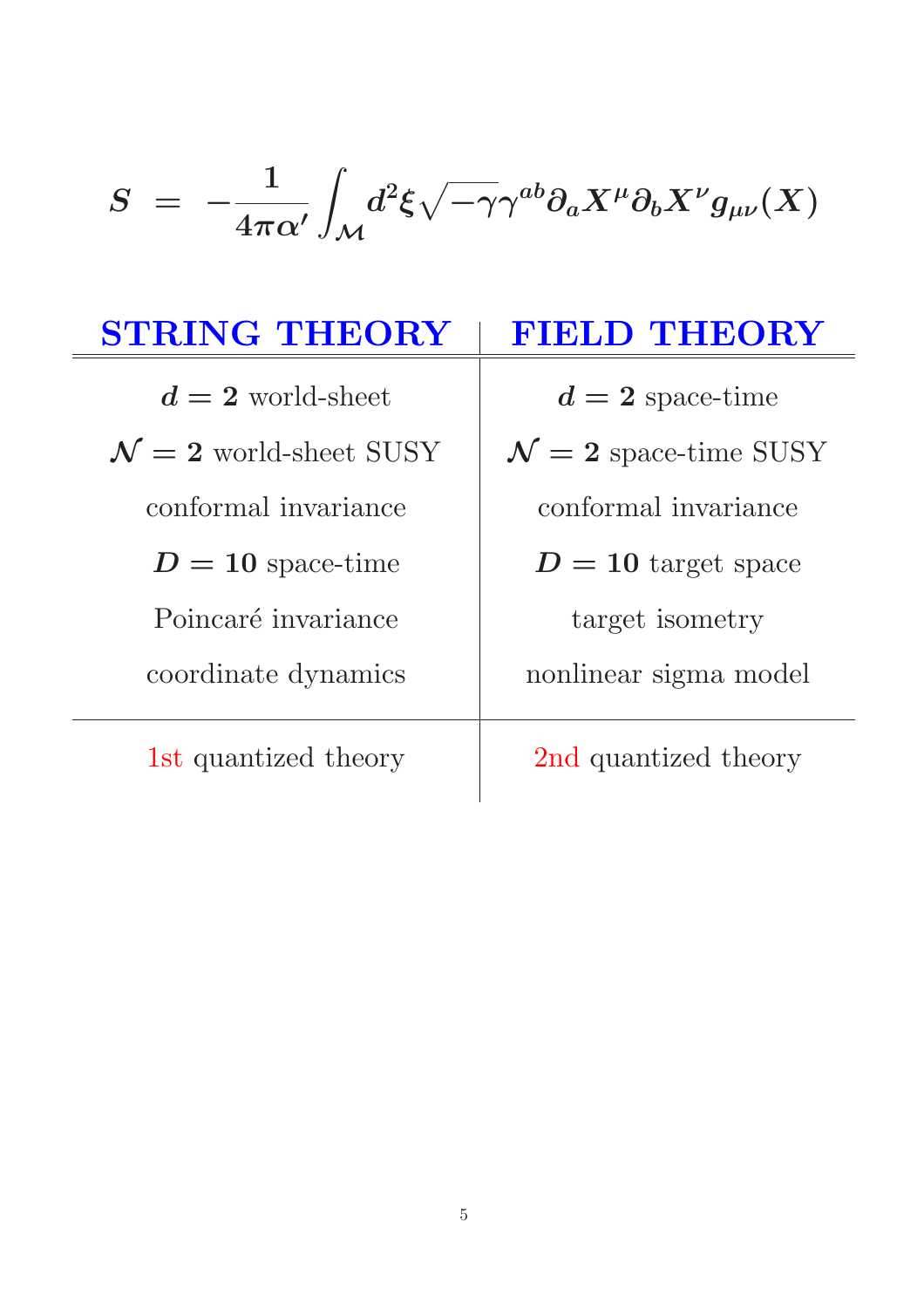$$S = -\frac{1}{4\pi\alpha'}\int_{\mathcal{M}} d^2\xi \sqrt{-\gamma}\gamma^{ab}\partial_a X^\mu \partial_b X^\nu g_{\mu\nu}(X)$$

| STRING THEORY | FIELD THEORY |
|---|---|
| $d = 2$ world-sheet | $d = 2$ space-time |
| $\mathcal{N} = 2$ world-sheet SUSY | $\mathcal{N} = 2$ space-time SUSY |
| conformal invariance | conformal invariance |
| $D = 10$ space-time | $D = 10$ target space |
| Poincaré invariance | target isometry |
| coordinate dynamics | nonlinear sigma model |
| 1st quantized theory | 2nd quantized theory |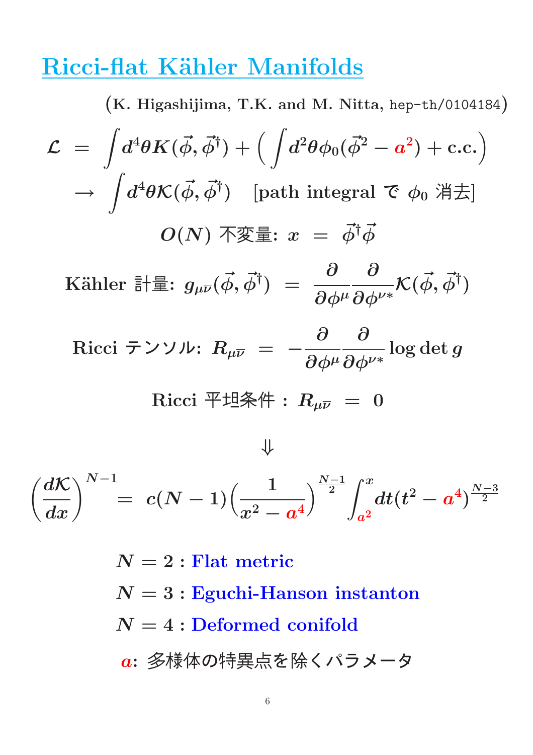# Ricci-flat Kähler Manifolds

(K. Higashijima, T.K. and M. Nitta, hep-th/0104184)

$$\mathcal{L} = \int d^4\theta K(\vec{\phi}, \vec{\phi}^\dagger) + \left( \int d^2\theta \phi_0 (\vec{\phi}^2 - a^2) + \text{c.c.} \right)$$

$$\rightarrow \int d^4\theta \mathcal{K}(\vec{\phi}, \vec{\phi}^\dagger) \quad \text{[path integral で } \phi_0 \text{ 消去]}$$

$O(N)$ 不変量: $x = \vec{\phi}^\dagger \vec{\phi}$

Kähler 計量: $g_{\mu\bar{\nu}}(\vec{\phi}, \vec{\phi}^\dagger) = \dfrac{\partial}{\partial \phi^\mu} \dfrac{\partial}{\partial \phi^{\nu *}} \mathcal{K}(\vec{\phi}, \vec{\phi}^\dagger)$

Ricci テンソル: $R_{\mu\bar{\nu}} = -\dfrac{\partial}{\partial \phi^\mu} \dfrac{\partial}{\partial \phi^{\nu *}} \log \det g$

Ricci 平坦条件 : $R_{\mu\bar{\nu}} = 0$

$$\Downarrow$$

$$\left( \frac{d\mathcal{K}}{dx} \right)^{N-1} = c(N-1) \left( \frac{1}{x^2 - a^4} \right)^{\frac{N-1}{2}} \int_{a^2}^{x} dt (t^2 - a^4)^{\frac{N-3}{2}}$$

$N = 2$ : Flat metric

$N = 3$ : Eguchi-Hanson instanton

$N = 4$ : Deformed conifold

$a$: 多様体の特異点を除くパラメータ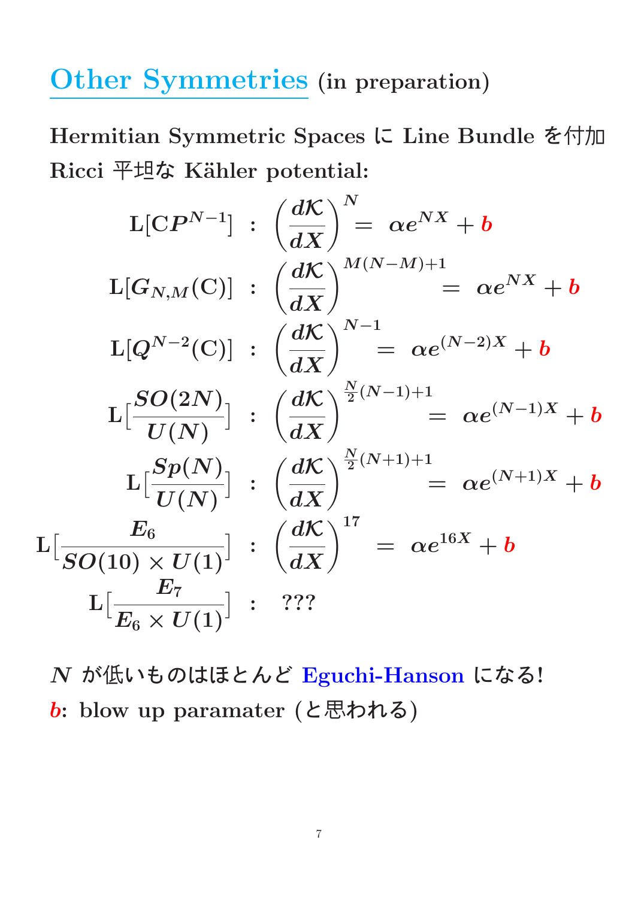# Other Symmetries (in preparation)

**Hermitian Symmetric Spaces に Line Bundle を付加**

**Ricci 平坦な Kähler potential:**

$$
\begin{aligned}
\mathrm{L}[\mathbf{C}P^{N-1}] &: \left(\frac{d\mathcal{K}}{dX}\right)^{N} = \alpha e^{NX} + b \\
\mathrm{L}[G_{N,M}(\mathbf{C})] &: \left(\frac{d\mathcal{K}}{dX}\right)^{M(N-M)+1} = \alpha e^{NX} + b \\
\mathrm{L}[Q^{N-2}(\mathbf{C})] &: \left(\frac{d\mathcal{K}}{dX}\right)^{N-1} = \alpha e^{(N-2)X} + b \\
\mathrm{L}[\frac{SO(2N)}{U(N)}] &: \left(\frac{d\mathcal{K}}{dX}\right)^{\frac{N}{2}(N-1)+1} = \alpha e^{(N-1)X} + b \\
\mathrm{L}[\frac{Sp(N)}{U(N)}] &: \left(\frac{d\mathcal{K}}{dX}\right)^{\frac{N}{2}(N+1)+1} = \alpha e^{(N+1)X} + b \\
\mathrm{L}[\frac{E_6}{SO(10)\times U(1)}] &: \left(\frac{d\mathcal{K}}{dX}\right)^{17} = \alpha e^{16X} + b \\
\mathrm{L}[\frac{E_7}{E_6\times U(1)}] &: \ ???
\end{aligned}
$$

**$N$ が低いものはほとんど Eguchi-Hanson になる!**

**$b$: blow up paramater (と思われる)**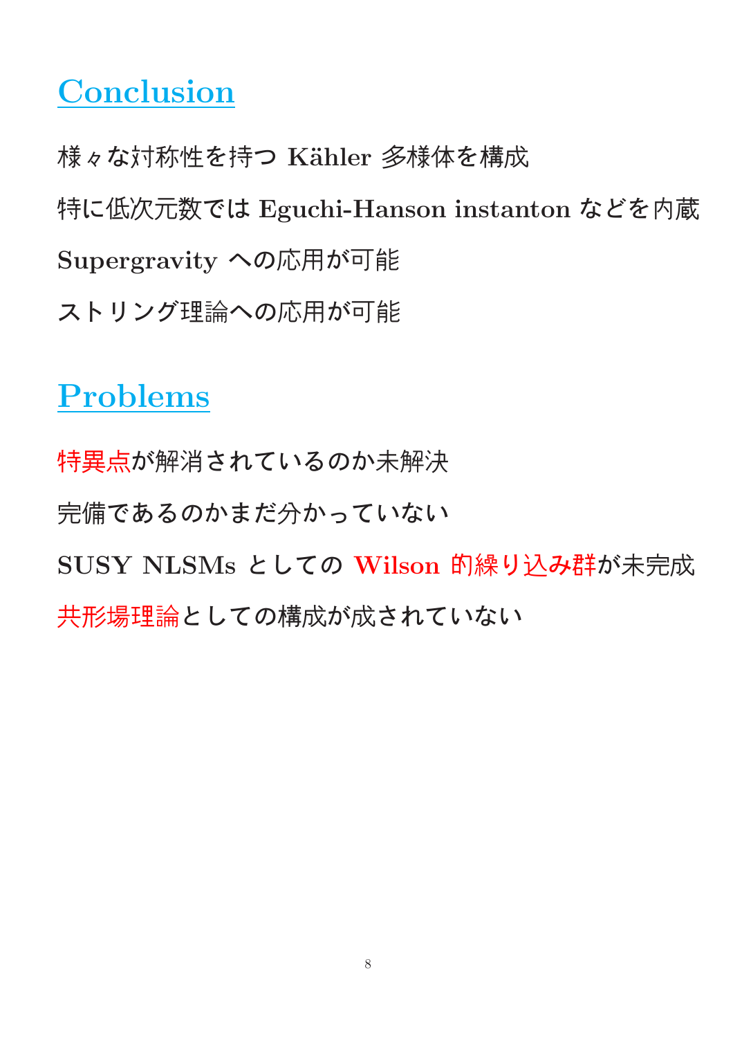## Conclusion

様々な対称性を持つ **Kähler** 多様体を構成

特に低次元数では **Eguchi-Hanson instanton** などを内蔵

**Supergravity** への応用が可能

ストリング理論への応用が可能

## Problems

特異点が解消されているのか未解決

完備であるのかまだ分かっていない

**SUSY NLSMs** としての **Wilson** 的繰り込み群が未完成

共形場理論としての構成が成されていない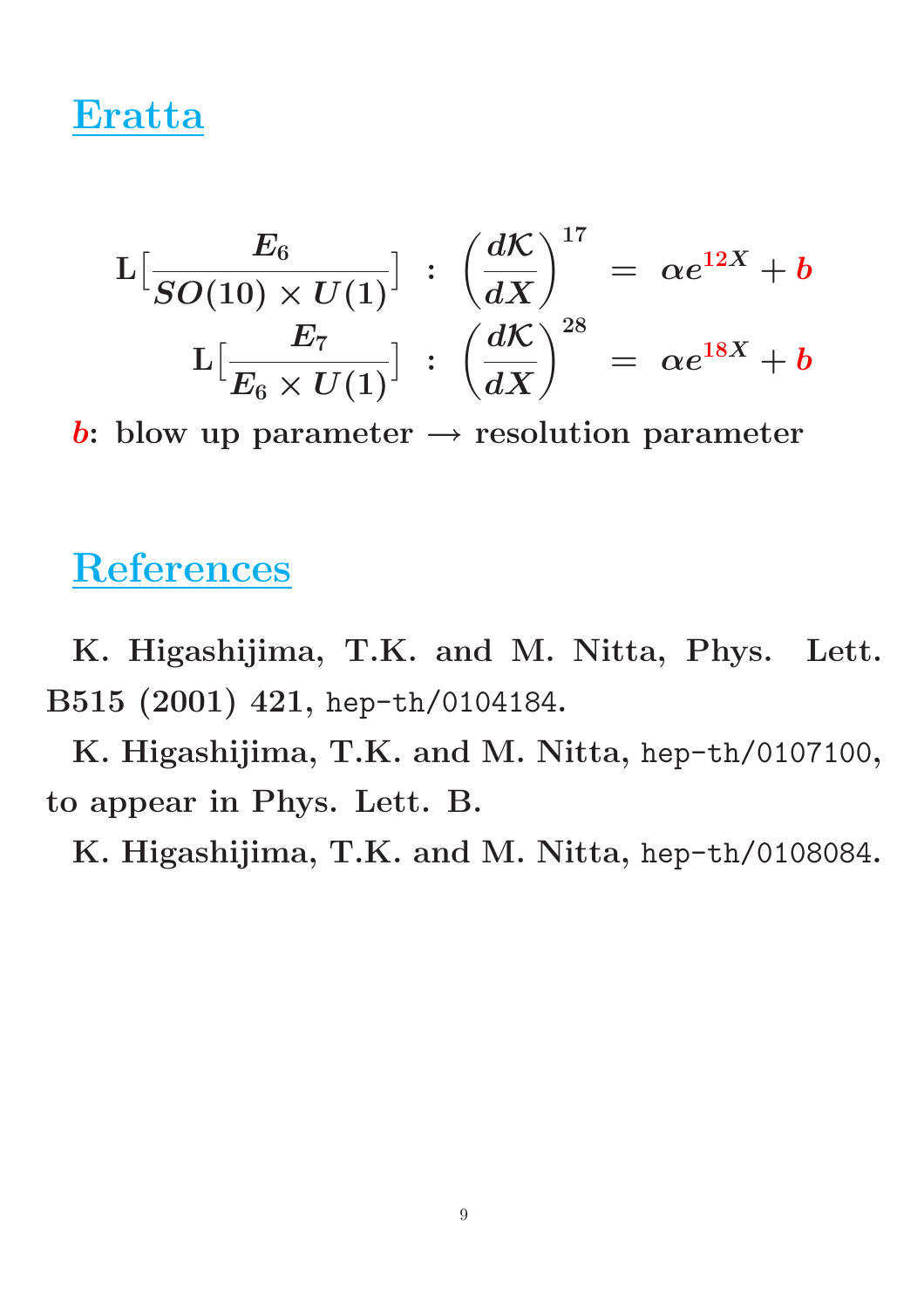## Eratta

$$
\mathrm{L}\Big[\frac{E_6}{SO(10)\times U(1)}\Big] \;:\; \left(\frac{d\mathcal{K}}{dX}\right)^{17} \;=\; \alpha e^{12X} + b
$$

$$
\mathrm{L}\Big[\frac{E_7}{E_6\times U(1)}\Big] \;:\; \left(\frac{d\mathcal{K}}{dX}\right)^{28} \;=\; \alpha e^{18X} + b
$$

$b$: blow up parameter $\rightarrow$ resolution parameter

## References

K. Higashijima, T.K. and M. Nitta, Phys. Lett. B515 (2001) 421, hep-th/0104184.

K. Higashijima, T.K. and M. Nitta, hep-th/0107100, to appear in Phys. Lett. B.

K. Higashijima, T.K. and M. Nitta, hep-th/0108084.